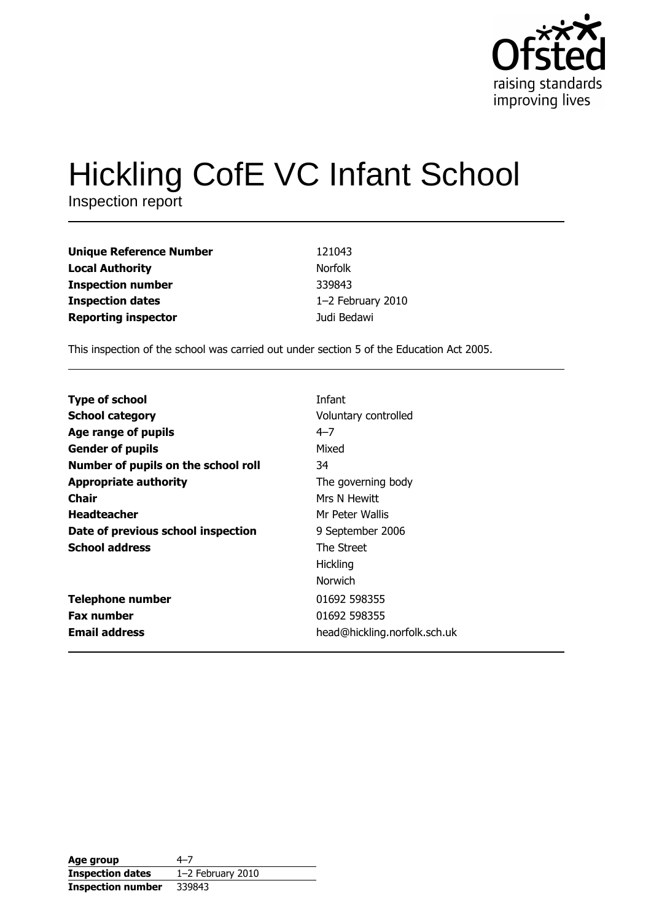# Hickling CofE VC Infant School

Inspection report

| | |
|---|---|
| **Unique Reference Number** | 121043 |
| **Local Authority** | Norfolk |
| **Inspection number** | 339843 |
| **Inspection dates** | 1–2 February 2010 |
| **Reporting inspector** | Judi Bedawi |

This inspection of the school was carried out under section 5 of the Education Act 2005.

| | |
|---|---|
| **Type of school** | Infant |
| **School category** | Voluntary controlled |
| **Age range of pupils** | 4–7 |
| **Gender of pupils** | Mixed |
| **Number of pupils on the school roll** | 34 |
| **Appropriate authority** | The governing body |
| **Chair** | Mrs N Hewitt |
| **Headteacher** | Mr Peter Wallis |
| **Date of previous school inspection** | 9 September 2006 |
| **School address** | The Street<br>Hickling<br>Norwich |
| **Telephone number** | 01692 598355 |
| **Fax number** | 01692 598355 |
| **Email address** | head@hickling.norfolk.sch.uk |

| | |
|---|---|
| **Age group** | 4–7 |
| **Inspection dates** | 1–2 February 2010 |
| **Inspection number** | 339843 |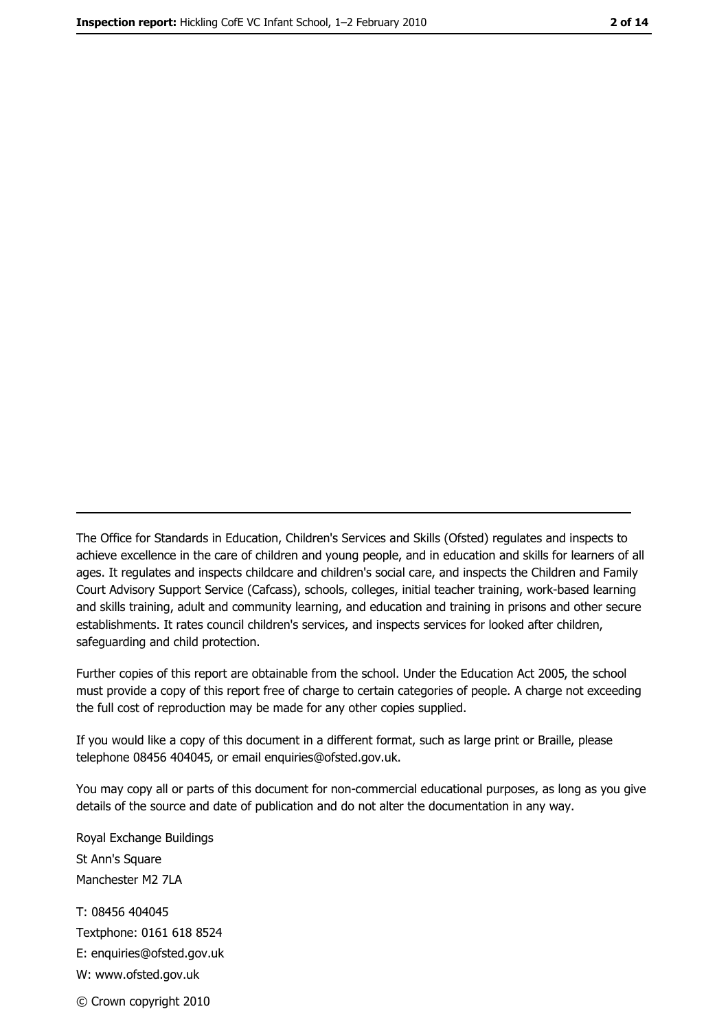The Office for Standards in Education, Children's Services and Skills (Ofsted) regulates and inspects to achieve excellence in the care of children and young people, and in education and skills for learners of all ages. It regulates and inspects childcare and children's social care, and inspects the Children and Family Court Advisory Support Service (Cafcass), schools, colleges, initial teacher training, work-based learning and skills training, adult and community learning, and education and training in prisons and other secure establishments. It rates council children's services, and inspects services for looked after children, safeguarding and child protection.

Further copies of this report are obtainable from the school. Under the Education Act 2005, the school must provide a copy of this report free of charge to certain categories of people. A charge not exceeding the full cost of reproduction may be made for any other copies supplied.

If you would like a copy of this document in a different format, such as large print or Braille, please telephone 08456 404045, or email enquiries@ofsted.gov.uk.

You may copy all or parts of this document for non-commercial educational purposes, as long as you give details of the source and date of publication and do not alter the documentation in any way.

Royal Exchange Buildings
St Ann's Square
Manchester M2 7LA

T: 08456 404045
Textphone: 0161 618 8524
E: enquiries@ofsted.gov.uk
W: www.ofsted.gov.uk

© Crown copyright 2010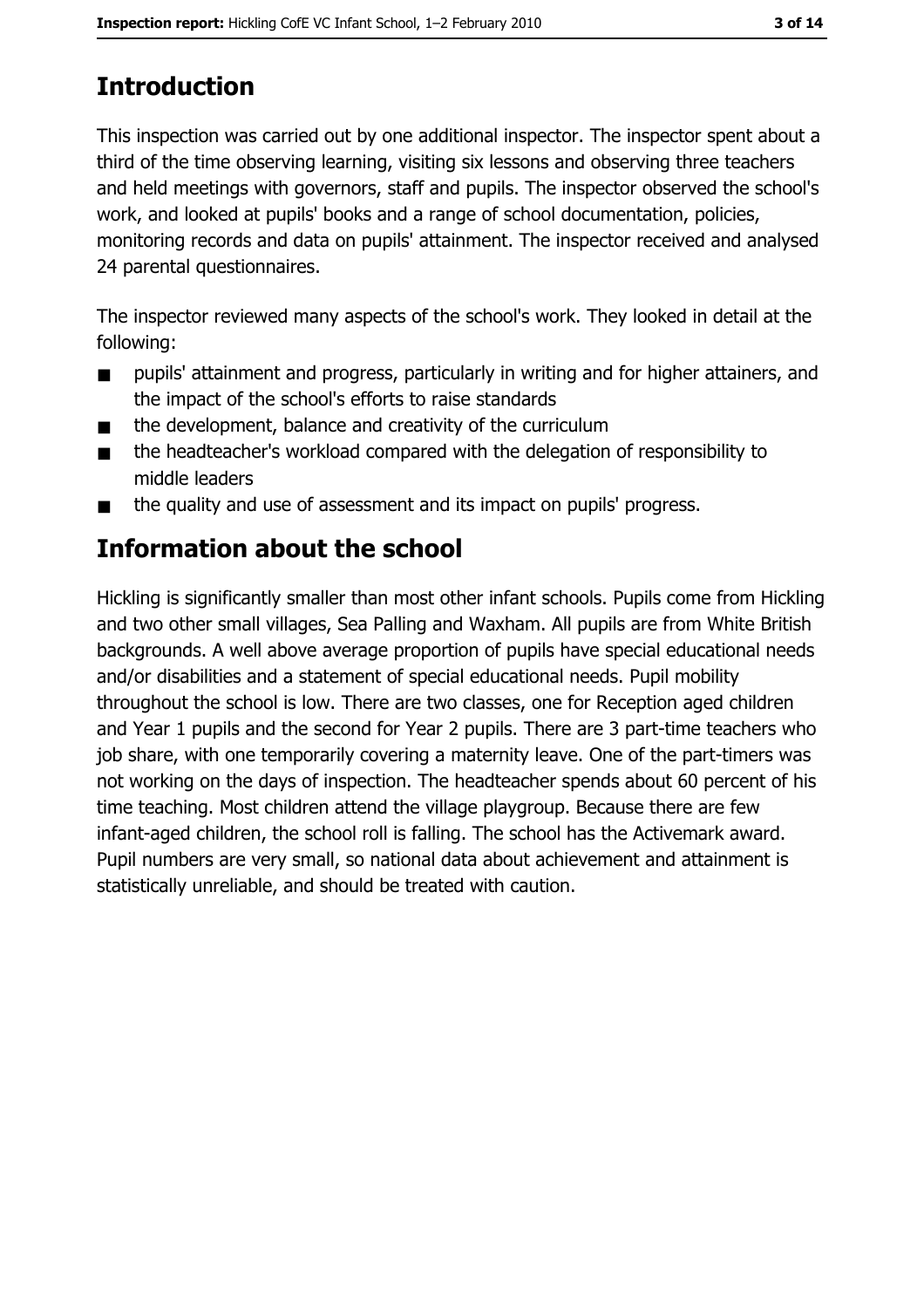# Introduction

This inspection was carried out by one additional inspector. The inspector spent about a third of the time observing learning, visiting six lessons and observing three teachers and held meetings with governors, staff and pupils. The inspector observed the school's work, and looked at pupils' books and a range of school documentation, policies, monitoring records and data on pupils' attainment. The inspector received and analysed 24 parental questionnaires.

The inspector reviewed many aspects of the school's work. They looked in detail at the following:

- pupils' attainment and progress, particularly in writing and for higher attainers, and the impact of the school's efforts to raise standards
- the development, balance and creativity of the curriculum
- the headteacher's workload compared with the delegation of responsibility to middle leaders
- the quality and use of assessment and its impact on pupils' progress.

# Information about the school

Hickling is significantly smaller than most other infant schools. Pupils come from Hickling and two other small villages, Sea Palling and Waxham. All pupils are from White British backgrounds. A well above average proportion of pupils have special educational needs and/or disabilities and a statement of special educational needs. Pupil mobility throughout the school is low. There are two classes, one for Reception aged children and Year 1 pupils and the second for Year 2 pupils. There are 3 part-time teachers who job share, with one temporarily covering a maternity leave. One of the part-timers was not working on the days of inspection. The headteacher spends about 60 percent of his time teaching. Most children attend the village playgroup. Because there are few infant-aged children, the school roll is falling. The school has the Activemark award. Pupil numbers are very small, so national data about achievement and attainment is statistically unreliable, and should be treated with caution.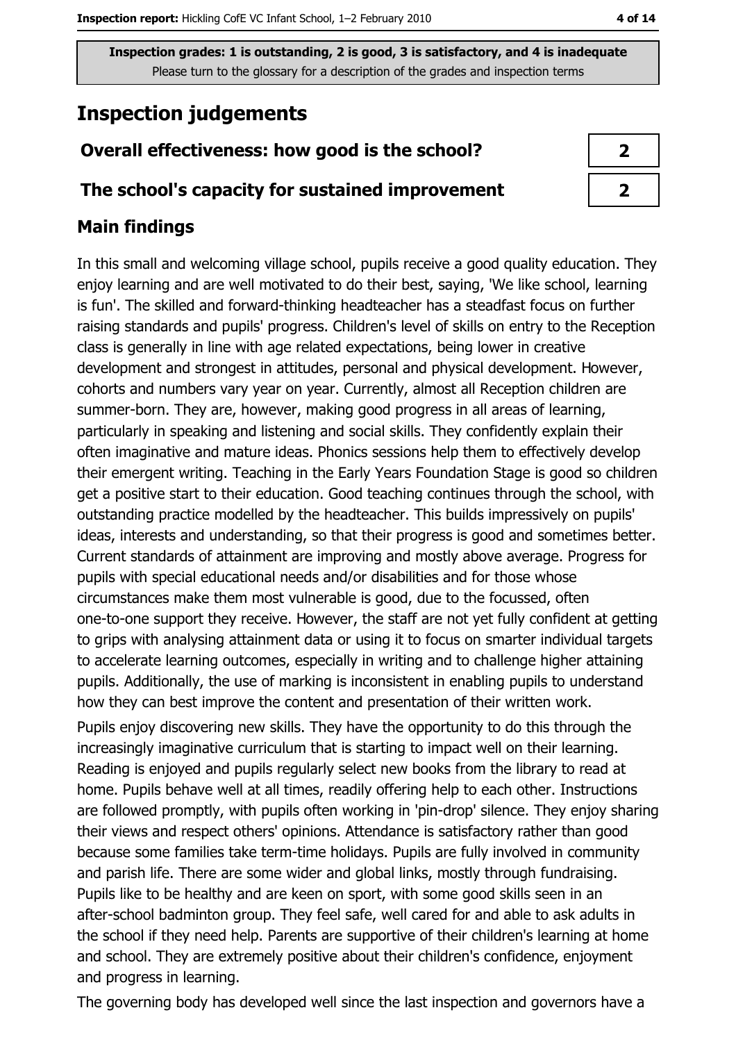**Inspection grades: 1 is outstanding, 2 is good, 3 is satisfactory, and 4 is inadequate**
Please turn to the glossary for a description of the grades and inspection terms

# Inspection judgements

| | |
|---|---|
| **Overall effectiveness: how good is the school?** | **2** |
| **The school's capacity for sustained improvement** | **2** |

## Main findings

In this small and welcoming village school, pupils receive a good quality education. They enjoy learning and are well motivated to do their best, saying, 'We like school, learning is fun'. The skilled and forward-thinking headteacher has a steadfast focus on further raising standards and pupils' progress. Children's level of skills on entry to the Reception class is generally in line with age related expectations, being lower in creative development and strongest in attitudes, personal and physical development. However, cohorts and numbers vary year on year. Currently, almost all Reception children are summer-born. They are, however, making good progress in all areas of learning, particularly in speaking and listening and social skills. They confidently explain their often imaginative and mature ideas. Phonics sessions help them to effectively develop their emergent writing. Teaching in the Early Years Foundation Stage is good so children get a positive start to their education. Good teaching continues through the school, with outstanding practice modelled by the headteacher. This builds impressively on pupils' ideas, interests and understanding, so that their progress is good and sometimes better. Current standards of attainment are improving and mostly above average. Progress for pupils with special educational needs and/or disabilities and for those whose circumstances make them most vulnerable is good, due to the focussed, often one-to-one support they receive. However, the staff are not yet fully confident at getting to grips with analysing attainment data or using it to focus on smarter individual targets to accelerate learning outcomes, especially in writing and to challenge higher attaining pupils. Additionally, the use of marking is inconsistent in enabling pupils to understand how they can best improve the content and presentation of their written work.

Pupils enjoy discovering new skills. They have the opportunity to do this through the increasingly imaginative curriculum that is starting to impact well on their learning. Reading is enjoyed and pupils regularly select new books from the library to read at home. Pupils behave well at all times, readily offering help to each other. Instructions are followed promptly, with pupils often working in 'pin-drop' silence. They enjoy sharing their views and respect others' opinions. Attendance is satisfactory rather than good because some families take term-time holidays. Pupils are fully involved in community and parish life. There are some wider and global links, mostly through fundraising. Pupils like to be healthy and are keen on sport, with some good skills seen in an after-school badminton group. They feel safe, well cared for and able to ask adults in the school if they need help. Parents are supportive of their children's learning at home and school. They are extremely positive about their children's confidence, enjoyment and progress in learning.

The governing body has developed well since the last inspection and governors have a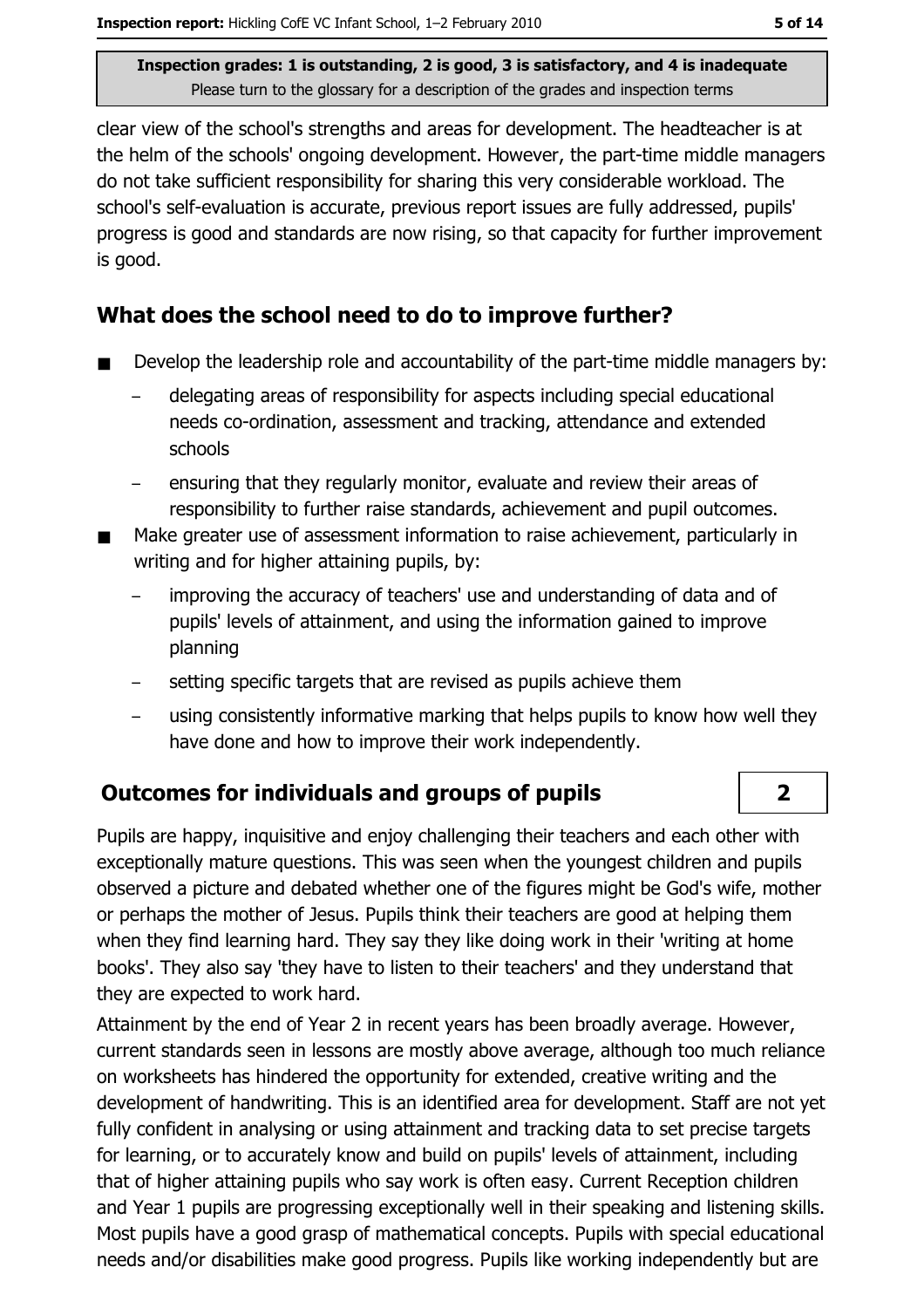clear view of the school's strengths and areas for development. The headteacher is at the helm of the schools' ongoing development. However, the part-time middle managers do not take sufficient responsibility for sharing this very considerable workload. The school's self-evaluation is accurate, previous report issues are fully addressed, pupils' progress is good and standards are now rising, so that capacity for further improvement is good.

## What does the school need to do to improve further?

- Develop the leadership role and accountability of the part-time middle managers by:
  - delegating areas of responsibility for aspects including special educational needs co-ordination, assessment and tracking, attendance and extended schools
  - ensuring that they regularly monitor, evaluate and review their areas of responsibility to further raise standards, achievement and pupil outcomes.
- Make greater use of assessment information to raise achievement, particularly in writing and for higher attaining pupils, by:
  - improving the accuracy of teachers' use and understanding of data and of pupils' levels of attainment, and using the information gained to improve planning
  - setting specific targets that are revised as pupils achieve them
  - using consistently informative marking that helps pupils to know how well they have done and how to improve their work independently.

## Outcomes for individuals and groups of pupils — 2

Pupils are happy, inquisitive and enjoy challenging their teachers and each other with exceptionally mature questions. This was seen when the youngest children and pupils observed a picture and debated whether one of the figures might be God's wife, mother or perhaps the mother of Jesus. Pupils think their teachers are good at helping them when they find learning hard. They say they like doing work in their 'writing at home books'. They also say 'they have to listen to their teachers' and they understand that they are expected to work hard.

Attainment by the end of Year 2 in recent years has been broadly average. However, current standards seen in lessons are mostly above average, although too much reliance on worksheets has hindered the opportunity for extended, creative writing and the development of handwriting. This is an identified area for development. Staff are not yet fully confident in analysing or using attainment and tracking data to set precise targets for learning, or to accurately know and build on pupils' levels of attainment, including that of higher attaining pupils who say work is often easy. Current Reception children and Year 1 pupils are progressing exceptionally well in their speaking and listening skills. Most pupils have a good grasp of mathematical concepts. Pupils with special educational needs and/or disabilities make good progress. Pupils like working independently but are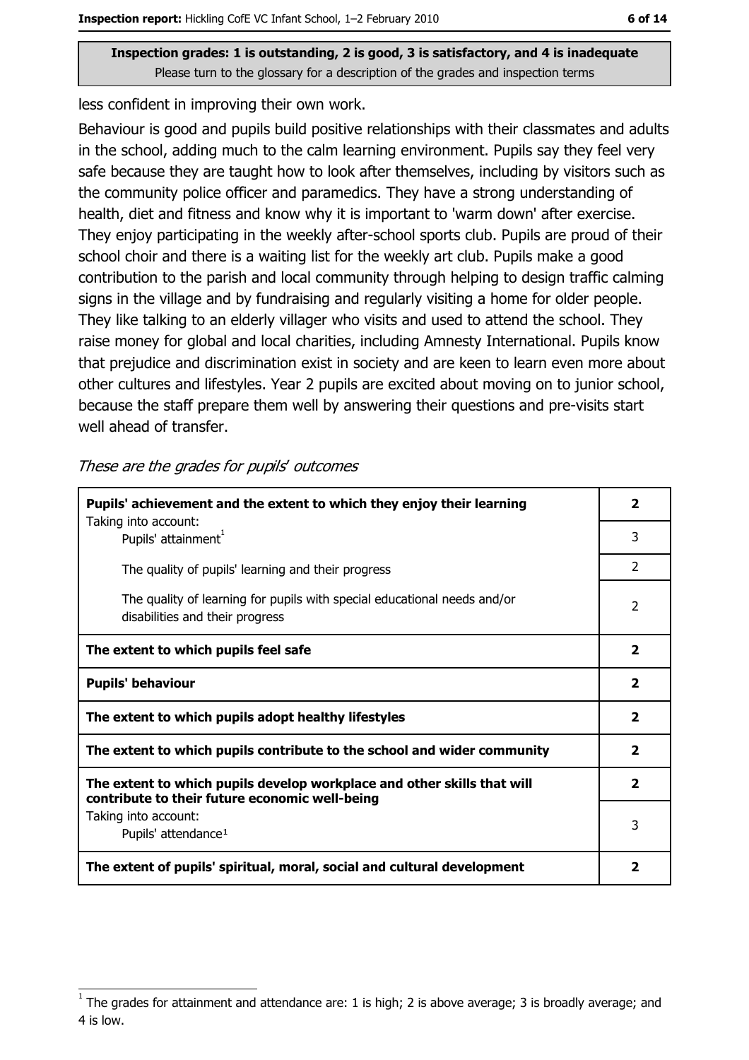Inspection grades: 1 is outstanding, 2 is good, 3 is satisfactory, and 4 is inadequate
Please turn to the glossary for a description of the grades and inspection terms

less confident in improving their own work.

Behaviour is good and pupils build positive relationships with their classmates and adults in the school, adding much to the calm learning environment. Pupils say they feel very safe because they are taught how to look after themselves, including by visitors such as the community police officer and paramedics. They have a strong understanding of health, diet and fitness and know why it is important to 'warm down' after exercise. They enjoy participating in the weekly after-school sports club. Pupils are proud of their school choir and there is a waiting list for the weekly art club. Pupils make a good contribution to the parish and local community through helping to design traffic calming signs in the village and by fundraising and regularly visiting a home for older people. They like talking to an elderly villager who visits and used to attend the school. They raise money for global and local charities, including Amnesty International. Pupils know that prejudice and discrimination exist in society and are keen to learn even more about other cultures and lifestyles. Year 2 pupils are excited about moving on to junior school, because the staff prepare them well by answering their questions and pre-visits start well ahead of transfer.

*These are the grades for pupils' outcomes*

| | |
|---|---|
| **Pupils' achievement and the extent to which they enjoy their learning** | **2** |
| Taking into account: Pupils' attainment[1] | 3 |
| The quality of pupils' learning and their progress | 2 |
| The quality of learning for pupils with special educational needs and/or disabilities and their progress | 2 |
| **The extent to which pupils feel safe** | **2** |
| **Pupils' behaviour** | **2** |
| **The extent to which pupils adopt healthy lifestyles** | **2** |
| **The extent to which pupils contribute to the school and wider community** | **2** |
| **The extent to which pupils develop workplace and other skills that will contribute to their future economic well-being** | **2** |
| Taking into account: Pupils' attendance[1] | 3 |
| **The extent of pupils' spiritual, moral, social and cultural development** | **2** |

[1] The grades for attainment and attendance are: 1 is high; 2 is above average; 3 is broadly average; and 4 is low.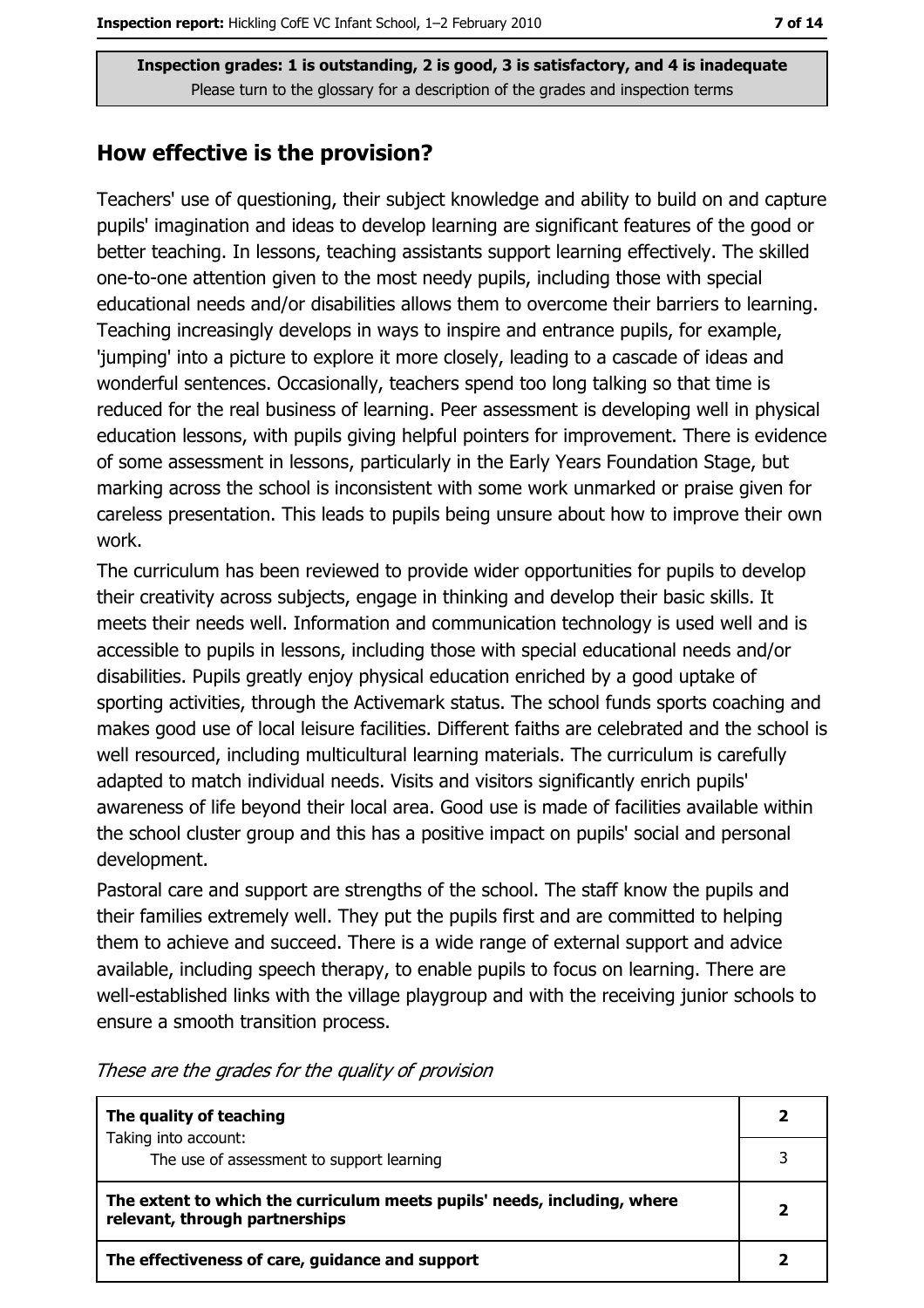Inspection grades: 1 is outstanding, 2 is good, 3 is satisfactory, and 4 is inadequate
Please turn to the glossary for a description of the grades and inspection terms

## How effective is the provision?

Teachers' use of questioning, their subject knowledge and ability to build on and capture pupils' imagination and ideas to develop learning are significant features of the good or better teaching. In lessons, teaching assistants support learning effectively. The skilled one-to-one attention given to the most needy pupils, including those with special educational needs and/or disabilities allows them to overcome their barriers to learning. Teaching increasingly develops in ways to inspire and entrance pupils, for example, 'jumping' into a picture to explore it more closely, leading to a cascade of ideas and wonderful sentences. Occasionally, teachers spend too long talking so that time is reduced for the real business of learning. Peer assessment is developing well in physical education lessons, with pupils giving helpful pointers for improvement. There is evidence of some assessment in lessons, particularly in the Early Years Foundation Stage, but marking across the school is inconsistent with some work unmarked or praise given for careless presentation. This leads to pupils being unsure about how to improve their own work.

The curriculum has been reviewed to provide wider opportunities for pupils to develop their creativity across subjects, engage in thinking and develop their basic skills. It meets their needs well. Information and communication technology is used well and is accessible to pupils in lessons, including those with special educational needs and/or disabilities. Pupils greatly enjoy physical education enriched by a good uptake of sporting activities, through the Activemark status. The school funds sports coaching and makes good use of local leisure facilities. Different faiths are celebrated and the school is well resourced, including multicultural learning materials. The curriculum is carefully adapted to match individual needs. Visits and visitors significantly enrich pupils' awareness of life beyond their local area. Good use is made of facilities available within the school cluster group and this has a positive impact on pupils' social and personal development.

Pastoral care and support are strengths of the school. The staff know the pupils and their families extremely well. They put the pupils first and are committed to helping them to achieve and succeed. There is a wide range of external support and advice available, including speech therapy, to enable pupils to focus on learning. There are well-established links with the village playgroup and with the receiving junior schools to ensure a smooth transition process.

*These are the grades for the quality of provision*

| | |
|---|---|
| **The quality of teaching** | **2** |
| Taking into account: The use of assessment to support learning | 3 |
| **The extent to which the curriculum meets pupils' needs, including, where relevant, through partnerships** | **2** |
| **The effectiveness of care, guidance and support** | **2** |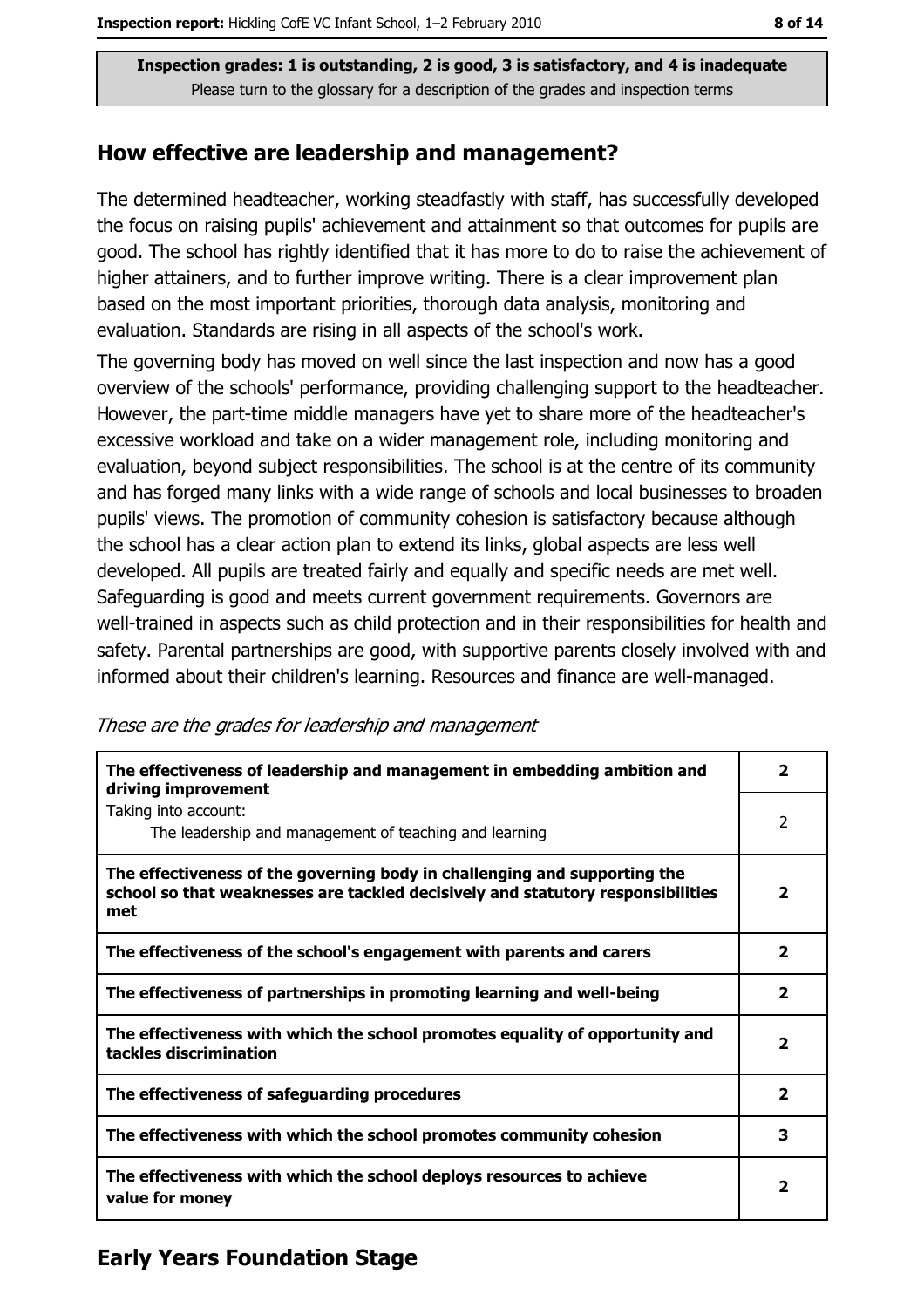**Inspection grades: 1 is outstanding, 2 is good, 3 is satisfactory, and 4 is inadequate**
Please turn to the glossary for a description of the grades and inspection terms

## How effective are leadership and management?

The determined headteacher, working steadfastly with staff, has successfully developed the focus on raising pupils' achievement and attainment so that outcomes for pupils are good. The school has rightly identified that it has more to do to raise the achievement of higher attainers, and to further improve writing. There is a clear improvement plan based on the most important priorities, thorough data analysis, monitoring and evaluation. Standards are rising in all aspects of the school's work.

The governing body has moved on well since the last inspection and now has a good overview of the schools' performance, providing challenging support to the headteacher. However, the part-time middle managers have yet to share more of the headteacher's excessive workload and take on a wider management role, including monitoring and evaluation, beyond subject responsibilities. The school is at the centre of its community and has forged many links with a wide range of schools and local businesses to broaden pupils' views. The promotion of community cohesion is satisfactory because although the school has a clear action plan to extend its links, global aspects are less well developed. All pupils are treated fairly and equally and specific needs are met well. Safeguarding is good and meets current government requirements. Governors are well-trained in aspects such as child protection and in their responsibilities for health and safety. Parental partnerships are good, with supportive parents closely involved with and informed about their children's learning. Resources and finance are well-managed.

*These are the grades for leadership and management*

| | |
|---|---|
| **The effectiveness of leadership and management in embedding ambition and driving improvement** | **2** |
| Taking into account: The leadership and management of teaching and learning | 2 |
| **The effectiveness of the governing body in challenging and supporting the school so that weaknesses are tackled decisively and statutory responsibilities met** | **2** |
| **The effectiveness of the school's engagement with parents and carers** | **2** |
| **The effectiveness of partnerships in promoting learning and well-being** | **2** |
| **The effectiveness with which the school promotes equality of opportunity and tackles discrimination** | **2** |
| **The effectiveness of safeguarding procedures** | **2** |
| **The effectiveness with which the school promotes community cohesion** | **3** |
| **The effectiveness with which the school deploys resources to achieve value for money** | **2** |

## Early Years Foundation Stage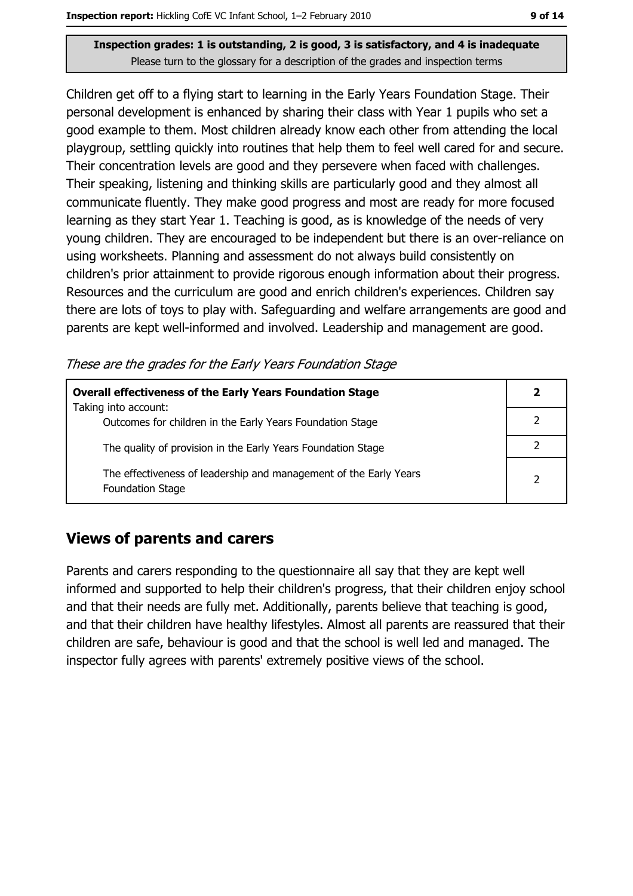**Inspection grades: 1 is outstanding, 2 is good, 3 is satisfactory, and 4 is inadequate**
Please turn to the glossary for a description of the grades and inspection terms

Children get off to a flying start to learning in the Early Years Foundation Stage. Their personal development is enhanced by sharing their class with Year 1 pupils who set a good example to them. Most children already know each other from attending the local playgroup, settling quickly into routines that help them to feel well cared for and secure. Their concentration levels are good and they persevere when faced with challenges. Their speaking, listening and thinking skills are particularly good and they almost all communicate fluently. They make good progress and most are ready for more focused learning as they start Year 1. Teaching is good, as is knowledge of the needs of very young children. They are encouraged to be independent but there is an over-reliance on using worksheets. Planning and assessment do not always build consistently on children's prior attainment to provide rigorous enough information about their progress. Resources and the curriculum are good and enrich children's experiences. Children say there are lots of toys to play with. Safeguarding and welfare arrangements are good and parents are kept well-informed and involved. Leadership and management are good.

*These are the grades for the Early Years Foundation Stage*

| **Overall effectiveness of the Early Years Foundation Stage**<br>Taking into account: | **2** |
|---|---|
| Outcomes for children in the Early Years Foundation Stage | 2 |
| The quality of provision in the Early Years Foundation Stage | 2 |
| The effectiveness of leadership and management of the Early Years Foundation Stage | 2 |

## Views of parents and carers

Parents and carers responding to the questionnaire all say that they are kept well informed and supported to help their children's progress, that their children enjoy school and that their needs are fully met. Additionally, parents believe that teaching is good, and that their children have healthy lifestyles. Almost all parents are reassured that their children are safe, behaviour is good and that the school is well led and managed. The inspector fully agrees with parents' extremely positive views of the school.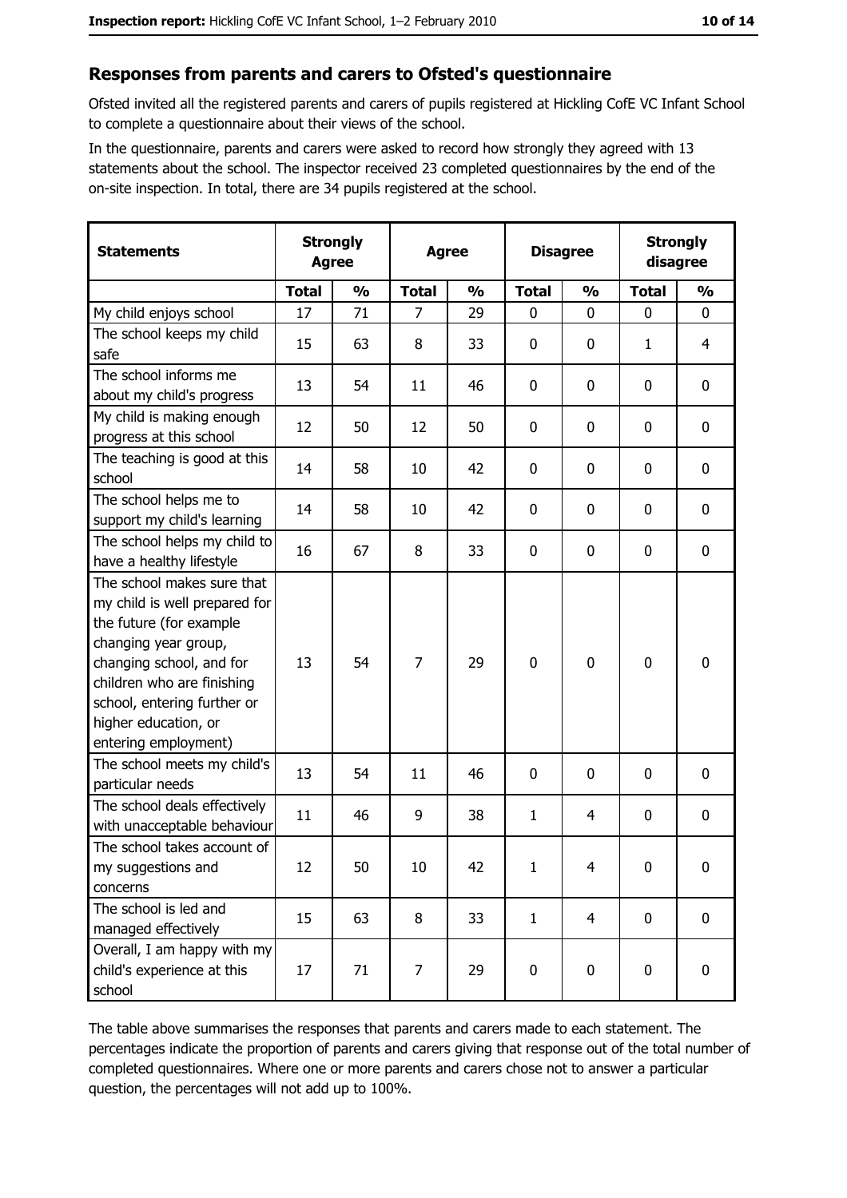## Responses from parents and carers to Ofsted's questionnaire

Ofsted invited all the registered parents and carers of pupils registered at Hickling CofE VC Infant School to complete a questionnaire about their views of the school.

In the questionnaire, parents and carers were asked to record how strongly they agreed with 13 statements about the school. The inspector received 23 completed questionnaires by the end of the on-site inspection. In total, there are 34 pupils registered at the school.

| Statements | Strongly Agree | | Agree | | Disagree | | Strongly disagree | |
|---|---|---|---|---|---|---|---|---|
| | Total | % | Total | % | Total | % | Total | % |
| My child enjoys school | 17 | 71 | 7 | 29 | 0 | 0 | 0 | 0 |
| The school keeps my child safe | 15 | 63 | 8 | 33 | 0 | 0 | 1 | 4 |
| The school informs me about my child's progress | 13 | 54 | 11 | 46 | 0 | 0 | 0 | 0 |
| My child is making enough progress at this school | 12 | 50 | 12 | 50 | 0 | 0 | 0 | 0 |
| The teaching is good at this school | 14 | 58 | 10 | 42 | 0 | 0 | 0 | 0 |
| The school helps me to support my child's learning | 14 | 58 | 10 | 42 | 0 | 0 | 0 | 0 |
| The school helps my child to have a healthy lifestyle | 16 | 67 | 8 | 33 | 0 | 0 | 0 | 0 |
| The school makes sure that my child is well prepared for the future (for example changing year group, changing school, and for children who are finishing school, entering further or higher education, or entering employment) | 13 | 54 | 7 | 29 | 0 | 0 | 0 | 0 |
| The school meets my child's particular needs | 13 | 54 | 11 | 46 | 0 | 0 | 0 | 0 |
| The school deals effectively with unacceptable behaviour | 11 | 46 | 9 | 38 | 1 | 4 | 0 | 0 |
| The school takes account of my suggestions and concerns | 12 | 50 | 10 | 42 | 1 | 4 | 0 | 0 |
| The school is led and managed effectively | 15 | 63 | 8 | 33 | 1 | 4 | 0 | 0 |
| Overall, I am happy with my child's experience at this school | 17 | 71 | 7 | 29 | 0 | 0 | 0 | 0 |

The table above summarises the responses that parents and carers made to each statement. The percentages indicate the proportion of parents and carers giving that response out of the total number of completed questionnaires. Where one or more parents and carers chose not to answer a particular question, the percentages will not add up to 100%.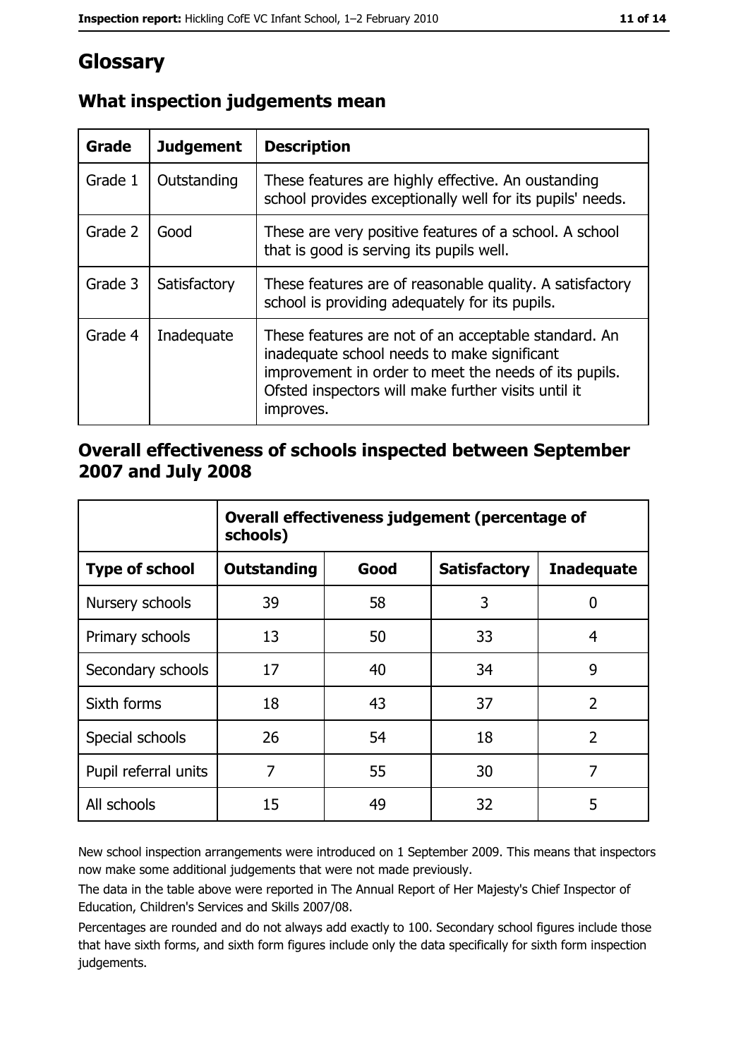# Glossary

## What inspection judgements mean

| Grade | Judgement | Description |
| --- | --- | --- |
| Grade 1 | Outstanding | These features are highly effective. An oustanding school provides exceptionally well for its pupils' needs. |
| Grade 2 | Good | These are very positive features of a school. A school that is good is serving its pupils well. |
| Grade 3 | Satisfactory | These features are of reasonable quality. A satisfactory school is providing adequately for its pupils. |
| Grade 4 | Inadequate | These features are not of an acceptable standard. An inadequate school needs to make significant improvement in order to meet the needs of its pupils. Ofsted inspectors will make further visits until it improves. |

## Overall effectiveness of schools inspected between September 2007 and July 2008

| | Overall effectiveness judgement (percentage of schools) | | | |
| --- | --- | --- | --- | --- |
| **Type of school** | **Outstanding** | **Good** | **Satisfactory** | **Inadequate** |
| Nursery schools | 39 | 58 | 3 | 0 |
| Primary schools | 13 | 50 | 33 | 4 |
| Secondary schools | 17 | 40 | 34 | 9 |
| Sixth forms | 18 | 43 | 37 | 2 |
| Special schools | 26 | 54 | 18 | 2 |
| Pupil referral units | 7 | 55 | 30 | 7 |
| All schools | 15 | 49 | 32 | 5 |

New school inspection arrangements were introduced on 1 September 2009. This means that inspectors now make some additional judgements that were not made previously.

The data in the table above were reported in The Annual Report of Her Majesty's Chief Inspector of Education, Children's Services and Skills 2007/08.

Percentages are rounded and do not always add exactly to 100. Secondary school figures include those that have sixth forms, and sixth form figures include only the data specifically for sixth form inspection judgements.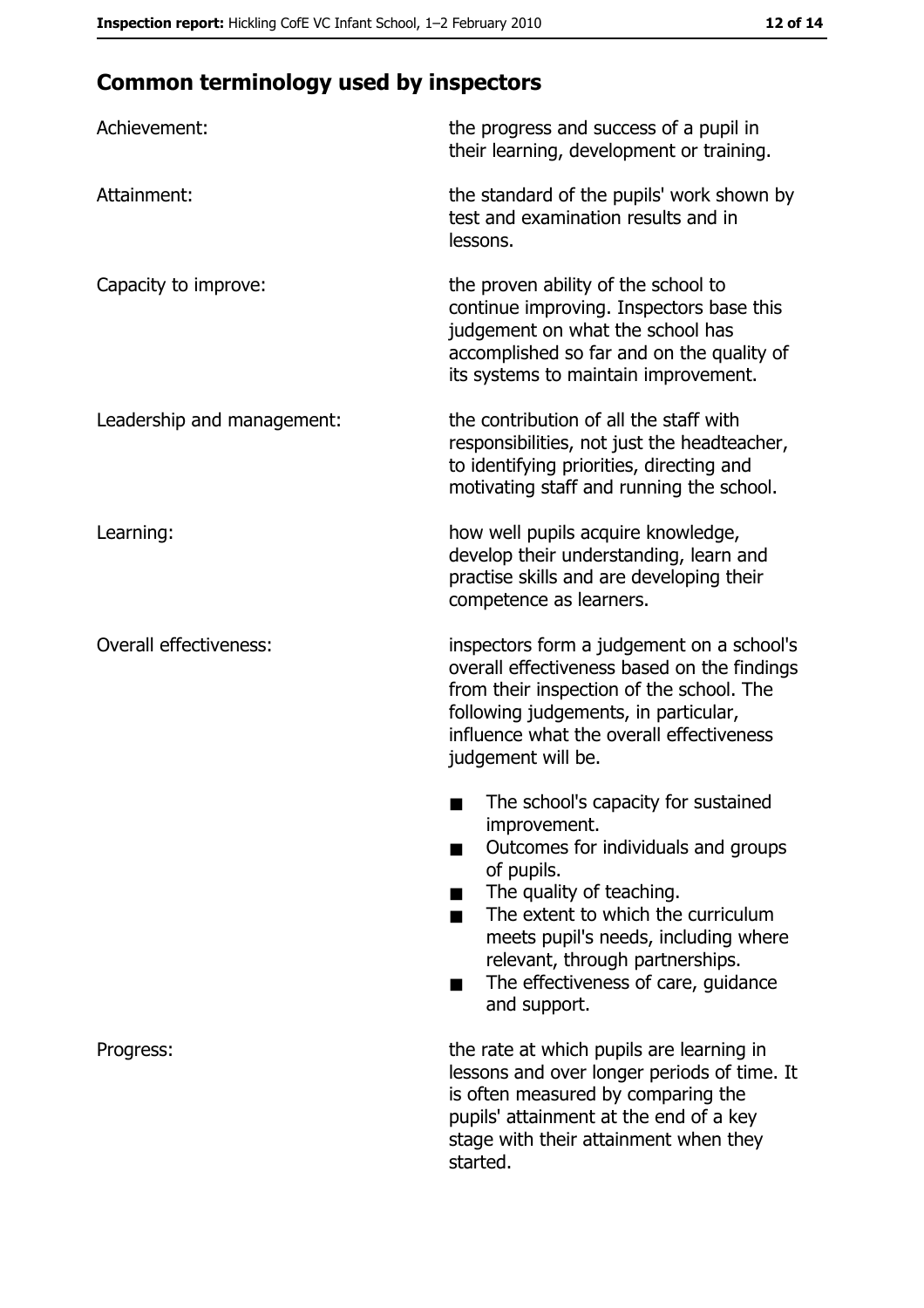## Common terminology used by inspectors

**Achievement:** the progress and success of a pupil in their learning, development or training.

**Attainment:** the standard of the pupils' work shown by test and examination results and in lessons.

**Capacity to improve:** the proven ability of the school to continue improving. Inspectors base this judgement on what the school has accomplished so far and on the quality of its systems to maintain improvement.

**Leadership and management:** the contribution of all the staff with responsibilities, not just the headteacher, to identifying priorities, directing and motivating staff and running the school.

**Learning:** how well pupils acquire knowledge, develop their understanding, learn and practise skills and are developing their competence as learners.

**Overall effectiveness:** inspectors form a judgement on a school's overall effectiveness based on the findings from their inspection of the school. The following judgements, in particular, influence what the overall effectiveness judgement will be.

- The school's capacity for sustained improvement.
- Outcomes for individuals and groups of pupils.
- The quality of teaching.
- The extent to which the curriculum meets pupil's needs, including where relevant, through partnerships.
- The effectiveness of care, guidance and support.

**Progress:** the rate at which pupils are learning in lessons and over longer periods of time. It is often measured by comparing the pupils' attainment at the end of a key stage with their attainment when they started.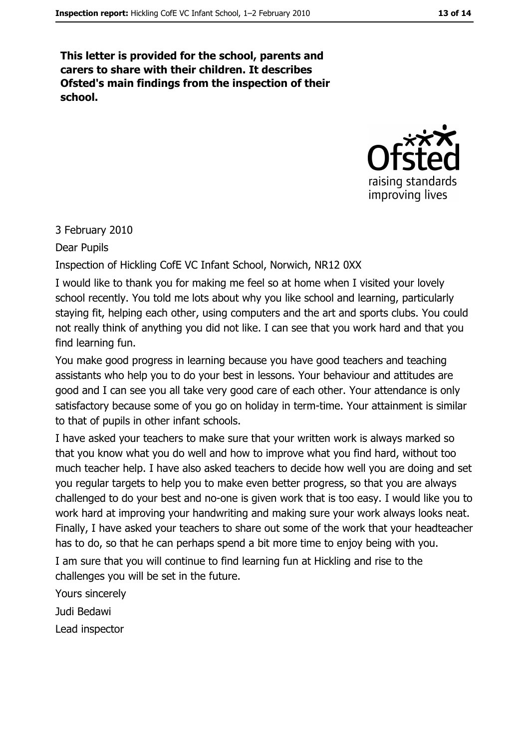**This letter is provided for the school, parents and carers to share with their children. It describes Ofsted's main findings from the inspection of their school.**

3 February 2010

Dear Pupils

Inspection of Hickling CofE VC Infant School, Norwich, NR12 0XX

I would like to thank you for making me feel so at home when I visited your lovely school recently. You told me lots about why you like school and learning, particularly staying fit, helping each other, using computers and the art and sports clubs. You could not really think of anything you did not like. I can see that you work hard and that you find learning fun.

You make good progress in learning because you have good teachers and teaching assistants who help you to do your best in lessons. Your behaviour and attitudes are good and I can see you all take very good care of each other. Your attendance is only satisfactory because some of you go on holiday in term-time. Your attainment is similar to that of pupils in other infant schools.

I have asked your teachers to make sure that your written work is always marked so that you know what you do well and how to improve what you find hard, without too much teacher help. I have also asked teachers to decide how well you are doing and set you regular targets to help you to make even better progress, so that you are always challenged to do your best and no-one is given work that is too easy. I would like you to work hard at improving your handwriting and making sure your work always looks neat. Finally, I have asked your teachers to share out some of the work that your headteacher has to do, so that he can perhaps spend a bit more time to enjoy being with you.

I am sure that you will continue to find learning fun at Hickling and rise to the challenges you will be set in the future.

Yours sincerely

Judi Bedawi

Lead inspector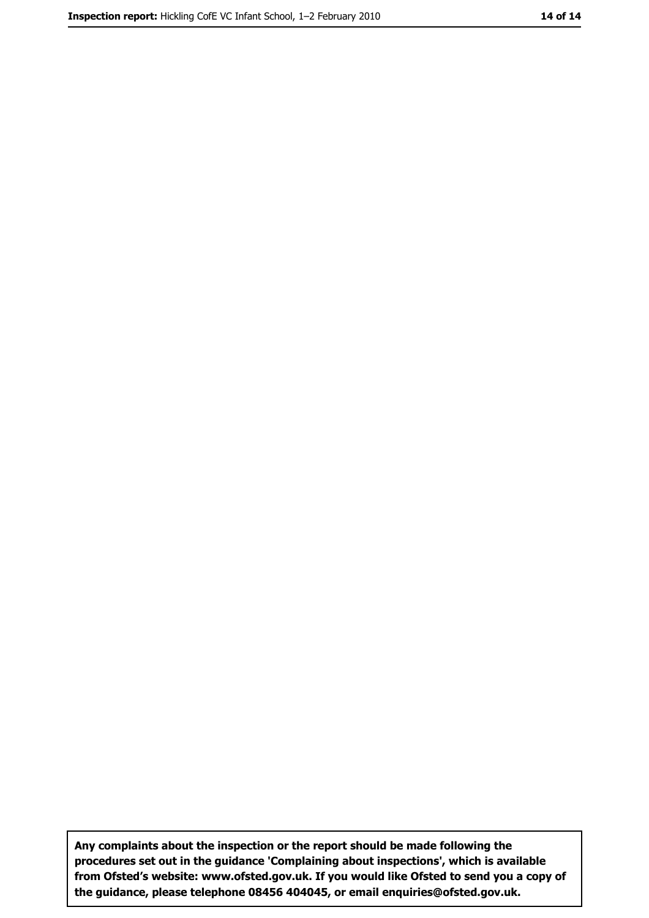**Any complaints about the inspection or the report should be made following the procedures set out in the guidance 'Complaining about inspections', which is available from Ofsted's website: www.ofsted.gov.uk. If you would like Ofsted to send you a copy of the guidance, please telephone 08456 404045, or email enquiries@ofsted.gov.uk.**